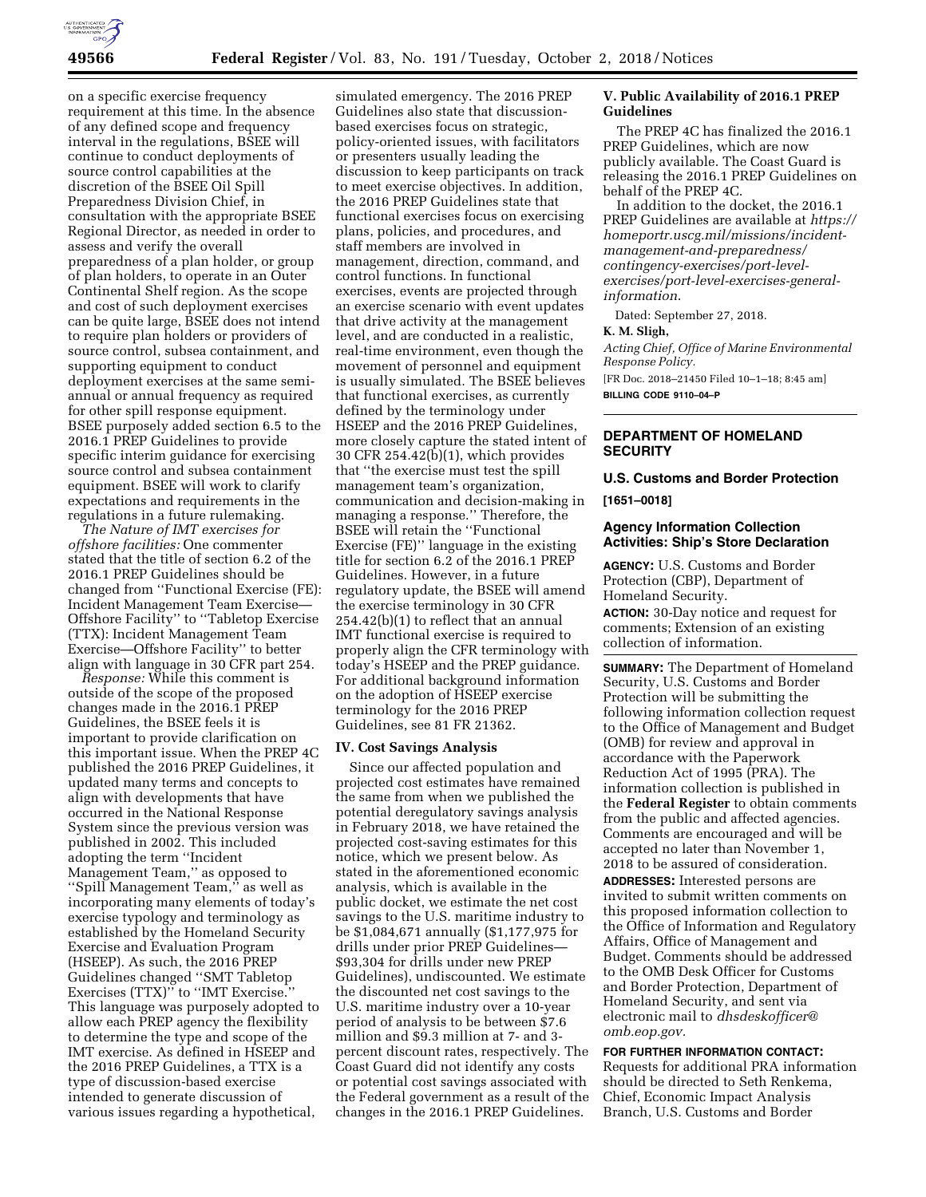on a specific exercise frequency requirement at this time. In the absence of any defined scope and frequency interval in the regulations, BSEE will continue to conduct deployments of source control capabilities at the discretion of the BSEE Oil Spill Preparedness Division Chief, in consultation with the appropriate BSEE Regional Director, as needed in order to assess and verify the overall preparedness of a plan holder, or group of plan holders, to operate in an Outer Continental Shelf region. As the scope and cost of such deployment exercises can be quite large, BSEE does not intend to require plan holders or providers of source control, subsea containment, and supporting equipment to conduct deployment exercises at the same semi-annual or annual frequency as required for other spill response equipment. BSEE purposely added section 6.5 to the 2016.1 PREP Guidelines to provide specific interim guidance for exercising source control and subsea containment equipment. BSEE will work to clarify expectations and requirements in the regulations in a future rulemaking.

*The Nature of IMT exercises for offshore facilities:* One commenter stated that the title of section 6.2 of the 2016.1 PREP Guidelines should be changed from "Functional Exercise (FE): Incident Management Team Exercise—Offshore Facility" to "Tabletop Exercise (TTX): Incident Management Team Exercise—Offshore Facility" to better align with language in 30 CFR part 254.

*Response:* While this comment is outside of the scope of the proposed changes made in the 2016.1 PREP Guidelines, the BSEE feels it is important to provide clarification on this important issue. When the PREP 4C published the 2016 PREP Guidelines, it updated many terms and concepts to align with developments that have occurred in the National Response System since the previous version was published in 2002. This included adopting the term "Incident Management Team," as opposed to "Spill Management Team," as well as incorporating many elements of today's exercise typology and terminology as established by the Homeland Security Exercise and Evaluation Program (HSEEP). As such, the 2016 PREP Guidelines changed "SMT Tabletop Exercises (TTX)" to "IMT Exercise." This language was purposely adopted to allow each PREP agency the flexibility to determine the type and scope of the IMT exercise. As defined in HSEEP and the 2016 PREP Guidelines, a TTX is a type of discussion-based exercise intended to generate discussion of various issues regarding a hypothetical, simulated emergency. The 2016 PREP Guidelines also state that discussion-based exercises focus on strategic, policy-oriented issues, with facilitators or presenters usually leading the discussion to keep participants on track to meet exercise objectives. In addition, the 2016 PREP Guidelines state that functional exercises focus on exercising plans, policies, and procedures, and staff members are involved in management, direction, command, and control functions. In functional exercises, events are projected through an exercise scenario with event updates that drive activity at the management level, and are conducted in a realistic, real-time environment, even though the movement of personnel and equipment is usually simulated. The BSEE believes that functional exercises, as currently defined by the terminology under HSEEP and the 2016 PREP Guidelines, more closely capture the stated intent of 30 CFR 254.42(b)(1), which provides that "the exercise must test the spill management team's organization, communication and decision-making in managing a response." Therefore, the BSEE will retain the "Functional Exercise (FE)" language in the existing title for section 6.2 of the 2016.1 PREP Guidelines. However, in a future regulatory update, the BSEE will amend the exercise terminology in 30 CFR 254.42(b)(1) to reflect that an annual IMT functional exercise is required to properly align the CFR terminology with today's HSEEP and the PREP guidance. For additional background information on the adoption of HSEEP exercise terminology for the 2016 PREP Guidelines, see 81 FR 21362.

## IV. Cost Savings Analysis

Since our affected population and projected cost estimates have remained the same from when we published the potential deregulatory savings analysis in February 2018, we have retained the projected cost-saving estimates for this notice, which we present below. As stated in the aforementioned economic analysis, which is available in the public docket, we estimate the net cost savings to the U.S. maritime industry to be $1,084,671 annually ($1,177,975 for drills under prior PREP Guidelines—$93,304 for drills under new PREP Guidelines), undiscounted. We estimate the discounted net cost savings to the U.S. maritime industry over a 10-year period of analysis to be between $7.6 million and $9.3 million at 7- and 3-percent discount rates, respectively. The Coast Guard did not identify any costs or potential cost savings associated with the Federal government as a result of the changes in the 2016.1 PREP Guidelines.

## V. Public Availability of 2016.1 PREP Guidelines

The PREP 4C has finalized the 2016.1 PREP Guidelines, which are now publicly available. The Coast Guard is releasing the 2016.1 PREP Guidelines on behalf of the PREP 4C.

In addition to the docket, the 2016.1 PREP Guidelines are available at *https://homeportr.uscg.mil/missions/incident-management-and-preparedness/contingency-exercises/port-level-exercises/port-level-exercises-general-information.*

Dated: September 27, 2018.

**K. M. Sligh,**

*Acting Chief, Office of Marine Environmental Response Policy.*

[FR Doc. 2018–21450 Filed 10–1–18; 8:45 am]

**BILLING CODE 9110–04–P**

# DEPARTMENT OF HOMELAND SECURITY

## U.S. Customs and Border Protection

**[1651–0018]**

## Agency Information Collection Activities: Ship's Store Declaration

**AGENCY:** U.S. Customs and Border Protection (CBP), Department of Homeland Security.

**ACTION:** 30-Day notice and request for comments; Extension of an existing collection of information.

**SUMMARY:** The Department of Homeland Security, U.S. Customs and Border Protection will be submitting the following information collection request to the Office of Management and Budget (OMB) for review and approval in accordance with the Paperwork Reduction Act of 1995 (PRA). The information collection is published in the **Federal Register** to obtain comments from the public and affected agencies. Comments are encouraged and will be accepted no later than November 1, 2018 to be assured of consideration.

**ADDRESSES:** Interested persons are invited to submit written comments on this proposed information collection to the Office of Information and Regulatory Affairs, Office of Management and Budget. Comments should be addressed to the OMB Desk Officer for Customs and Border Protection, Department of Homeland Security, and sent via electronic mail to *dhsdeskofficer@omb.eop.gov.*

**FOR FURTHER INFORMATION CONTACT:** Requests for additional PRA information should be directed to Seth Renkema, Chief, Economic Impact Analysis Branch, U.S. Customs and Border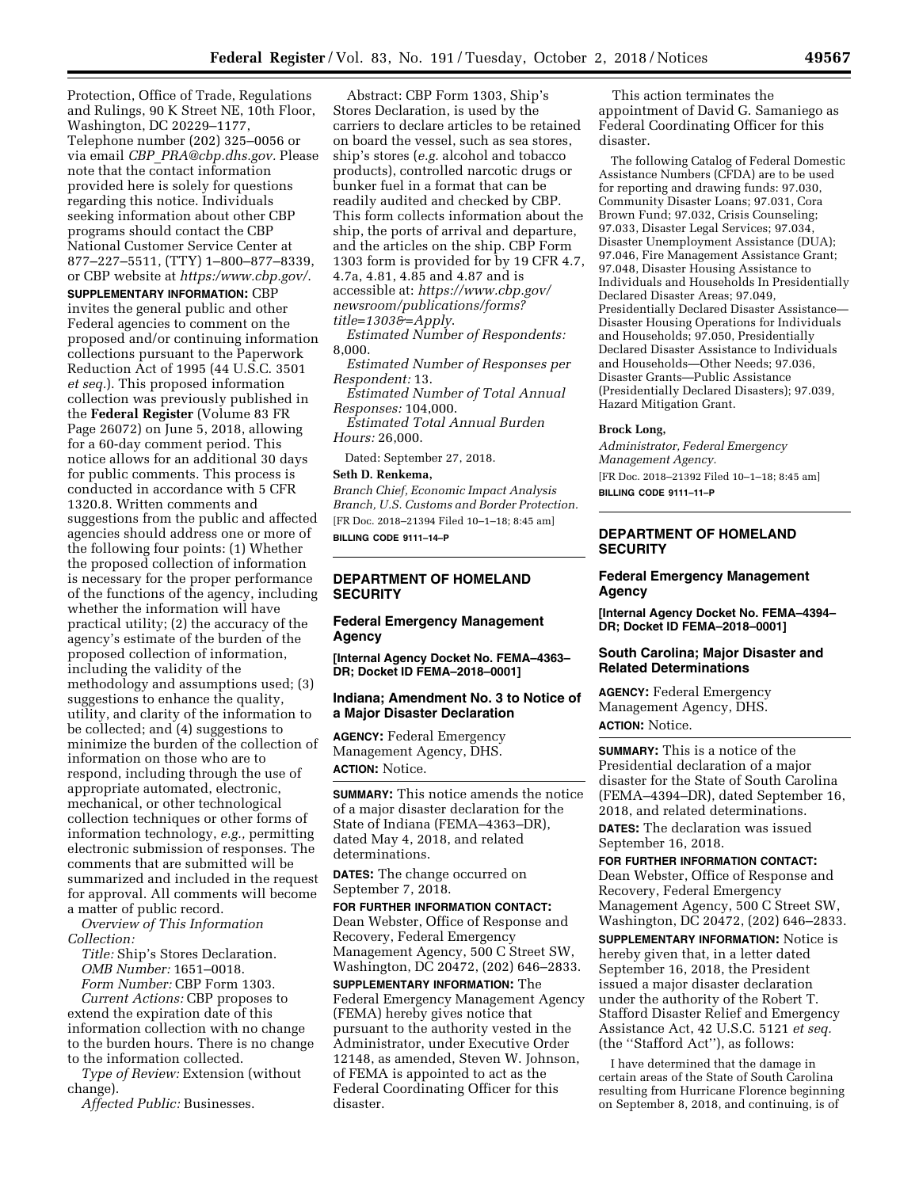Protection, Office of Trade, Regulations and Rulings, 90 K Street NE, 10th Floor, Washington, DC 20229–1177, Telephone number (202) 325–0056 or via email *CBP_PRA@cbp.dhs.gov.* Please note that the contact information provided here is solely for questions regarding this notice. Individuals seeking information about other CBP programs should contact the CBP National Customer Service Center at 877–227–5511, (TTY) 1–800–877–8339, or CBP website at *https:/www.cbp.gov/.*

**SUPPLEMENTARY INFORMATION:** CBP invites the general public and other Federal agencies to comment on the proposed and/or continuing information collections pursuant to the Paperwork Reduction Act of 1995 (44 U.S.C. 3501 *et seq.*). This proposed information collection was previously published in the **Federal Register** (Volume 83 FR Page 26072) on June 5, 2018, allowing for a 60-day comment period. This notice allows for an additional 30 days for public comments. This process is conducted in accordance with 5 CFR 1320.8. Written comments and suggestions from the public and affected agencies should address one or more of the following four points: (1) Whether the proposed collection of information is necessary for the proper performance of the functions of the agency, including whether the information will have practical utility; (2) the accuracy of the agency's estimate of the burden of the proposed collection of information, including the validity of the methodology and assumptions used; (3) suggestions to enhance the quality, utility, and clarity of the information to be collected; and (4) suggestions to minimize the burden of the collection of information on those who are to respond, including through the use of appropriate automated, electronic, mechanical, or other technological collection techniques or other forms of information technology, *e.g.,* permitting electronic submission of responses. The comments that are submitted will be summarized and included in the request for approval. All comments will become a matter of public record.

*Overview of This Information Collection:*

*Title:* Ship's Stores Declaration.

*OMB Number:* 1651–0018.

*Form Number:* CBP Form 1303.

*Current Actions:* CBP proposes to extend the expiration date of this information collection with no change to the burden hours. There is no change to the information collected.

*Type of Review:* Extension (without change).

*Affected Public:* Businesses.

Abstract: CBP Form 1303, Ship's Stores Declaration, is used by the carriers to declare articles to be retained on board the vessel, such as sea stores, ship's stores (*e.g.* alcohol and tobacco products), controlled narcotic drugs or bunker fuel in a format that can be readily audited and checked by CBP. This form collects information about the ship, the ports of arrival and departure, and the articles on the ship. CBP Form 1303 form is provided for by 19 CFR 4.7, 4.7a, 4.81, 4.85 and 4.87 and is accessible at: *https://www.cbp.gov/newsroom/publications/forms?title=1303&=Apply.*

*Estimated Number of Respondents:* 8,000.

*Estimated Number of Responses per Respondent:* 13.

*Estimated Number of Total Annual Responses:* 104,000.

*Estimated Total Annual Burden Hours:* 26,000.

Dated: September 27, 2018.

**Seth D. Renkema,**

*Branch Chief, Economic Impact Analysis Branch, U.S. Customs and Border Protection.*

[FR Doc. 2018–21394 Filed 10–1–18; 8:45 am]

**BILLING CODE 9111–14–P**

## DEPARTMENT OF HOMELAND SECURITY

### Federal Emergency Management Agency

**[Internal Agency Docket No. FEMA–4363–DR; Docket ID FEMA–2018–0001]**

### Indiana; Amendment No. 3 to Notice of a Major Disaster Declaration

**AGENCY:** Federal Emergency Management Agency, DHS.

**ACTION:** Notice.

**SUMMARY:** This notice amends the notice of a major disaster declaration for the State of Indiana (FEMA–4363–DR), dated May 4, 2018, and related determinations.

**DATES:** The change occurred on September 7, 2018.

**FOR FURTHER INFORMATION CONTACT:** Dean Webster, Office of Response and Recovery, Federal Emergency Management Agency, 500 C Street SW, Washington, DC 20472, (202) 646–2833.

**SUPPLEMENTARY INFORMATION:** The Federal Emergency Management Agency (FEMA) hereby gives notice that pursuant to the authority vested in the Administrator, under Executive Order 12148, as amended, Steven W. Johnson, of FEMA is appointed to act as the Federal Coordinating Officer for this disaster.

This action terminates the appointment of David G. Samaniego as Federal Coordinating Officer for this disaster.

The following Catalog of Federal Domestic Assistance Numbers (CFDA) are to be used for reporting and drawing funds: 97.030, Community Disaster Loans; 97.031, Cora Brown Fund; 97.032, Crisis Counseling; 97.033, Disaster Legal Services; 97.034, Disaster Unemployment Assistance (DUA); 97.046, Fire Management Assistance Grant; 97.048, Disaster Housing Assistance to Individuals and Households In Presidentially Declared Disaster Areas; 97.049, Presidentially Declared Disaster Assistance—Disaster Housing Operations for Individuals and Households; 97.050, Presidentially Declared Disaster Assistance to Individuals and Households—Other Needs; 97.036, Disaster Grants—Public Assistance (Presidentially Declared Disasters); 97.039, Hazard Mitigation Grant.

**Brock Long,**

*Administrator, Federal Emergency Management Agency.*

[FR Doc. 2018–21392 Filed 10–1–18; 8:45 am]

**BILLING CODE 9111–11–P**

## DEPARTMENT OF HOMELAND SECURITY

### Federal Emergency Management Agency

**[Internal Agency Docket No. FEMA–4394–DR; Docket ID FEMA–2018–0001]**

### South Carolina; Major Disaster and Related Determinations

**AGENCY:** Federal Emergency Management Agency, DHS.

**ACTION:** Notice.

**SUMMARY:** This is a notice of the Presidential declaration of a major disaster for the State of South Carolina (FEMA–4394–DR), dated September 16, 2018, and related determinations.

**DATES:** The declaration was issued September 16, 2018.

**FOR FURTHER INFORMATION CONTACT:** Dean Webster, Office of Response and Recovery, Federal Emergency Management Agency, 500 C Street SW, Washington, DC 20472, (202) 646–2833.

**SUPPLEMENTARY INFORMATION:** Notice is hereby given that, in a letter dated September 16, 2018, the President issued a major disaster declaration under the authority of the Robert T. Stafford Disaster Relief and Emergency Assistance Act, 42 U.S.C. 5121 *et seq.* (the ''Stafford Act''), as follows:

I have determined that the damage in certain areas of the State of South Carolina resulting from Hurricane Florence beginning on September 8, 2018, and continuing, is of